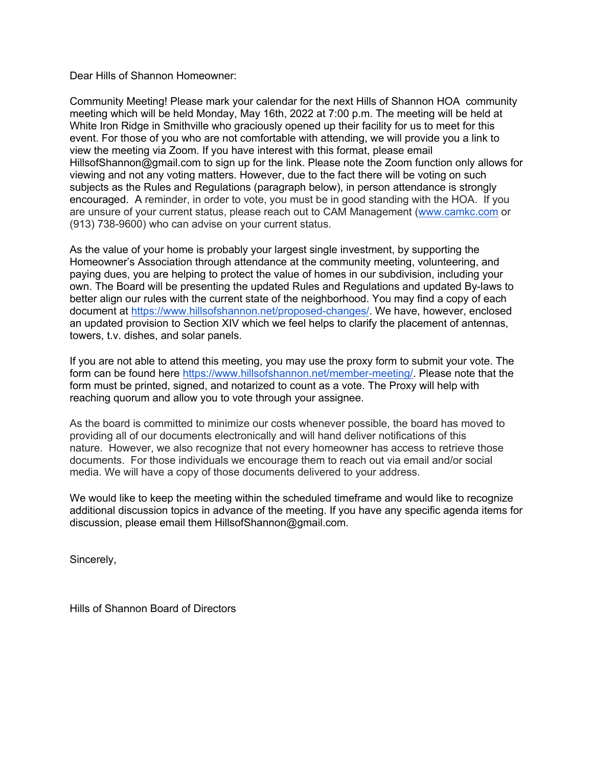Dear Hills of Shannon Homeowner:

Community Meeting! Please mark your calendar for the next Hills of Shannon HOA community meeting which will be held Monday, May 16th, 2022 at 7:00 p.m. The meeting will be held at White Iron Ridge in Smithville who graciously opened up their facility for us to meet for this event. For those of you who are not comfortable with attending, we will provide you a link to view the meeting via Zoom. If you have interest with this format, please email HillsofShannon@gmail.com to sign up for the link. Please note the Zoom function only allows for viewing and not any voting matters. However, due to the fact there will be voting on such subjects as the Rules and Regulations (paragraph below), in person attendance is strongly encouraged. A reminder, in order to vote, you must be in good standing with the HOA. If you are unsure of your current status, please reach out to CAM Management (www.camkc.com or (913) 738-9600) who can advise on your current status.

As the value of your home is probably your largest single investment, by supporting the Homeowner's Association through attendance at the community meeting, volunteering, and paying dues, you are helping to protect the value of homes in our subdivision, including your own. The Board will be presenting the updated Rules and Regulations and updated By-laws to better align our rules with the current state of the neighborhood. You may find a copy of each document at https://www.hillsofshannon.net/proposed-changes/. We have, however, enclosed an updated provision to Section XIV which we feel helps to clarify the placement of antennas, towers, t.v. dishes, and solar panels.

If you are not able to attend this meeting, you may use the proxy form to submit your vote. The form can be found here https://www.hillsofshannon.net/member-meeting/. Please note that the form must be printed, signed, and notarized to count as a vote. The Proxy will help with reaching quorum and allow you to vote through your assignee.

As the board is committed to minimize our costs whenever possible, the board has moved to providing all of our documents electronically and will hand deliver notifications of this nature. However, we also recognize that not every homeowner has access to retrieve those documents. For those individuals we encourage them to reach out via email and/or social media. We will have a copy of those documents delivered to your address.

We would like to keep the meeting within the scheduled timeframe and would like to recognize additional discussion topics in advance of the meeting. If you have any specific agenda items for discussion, please email them HillsofShannon@gmail.com.

Sincerely,

Hills of Shannon Board of Directors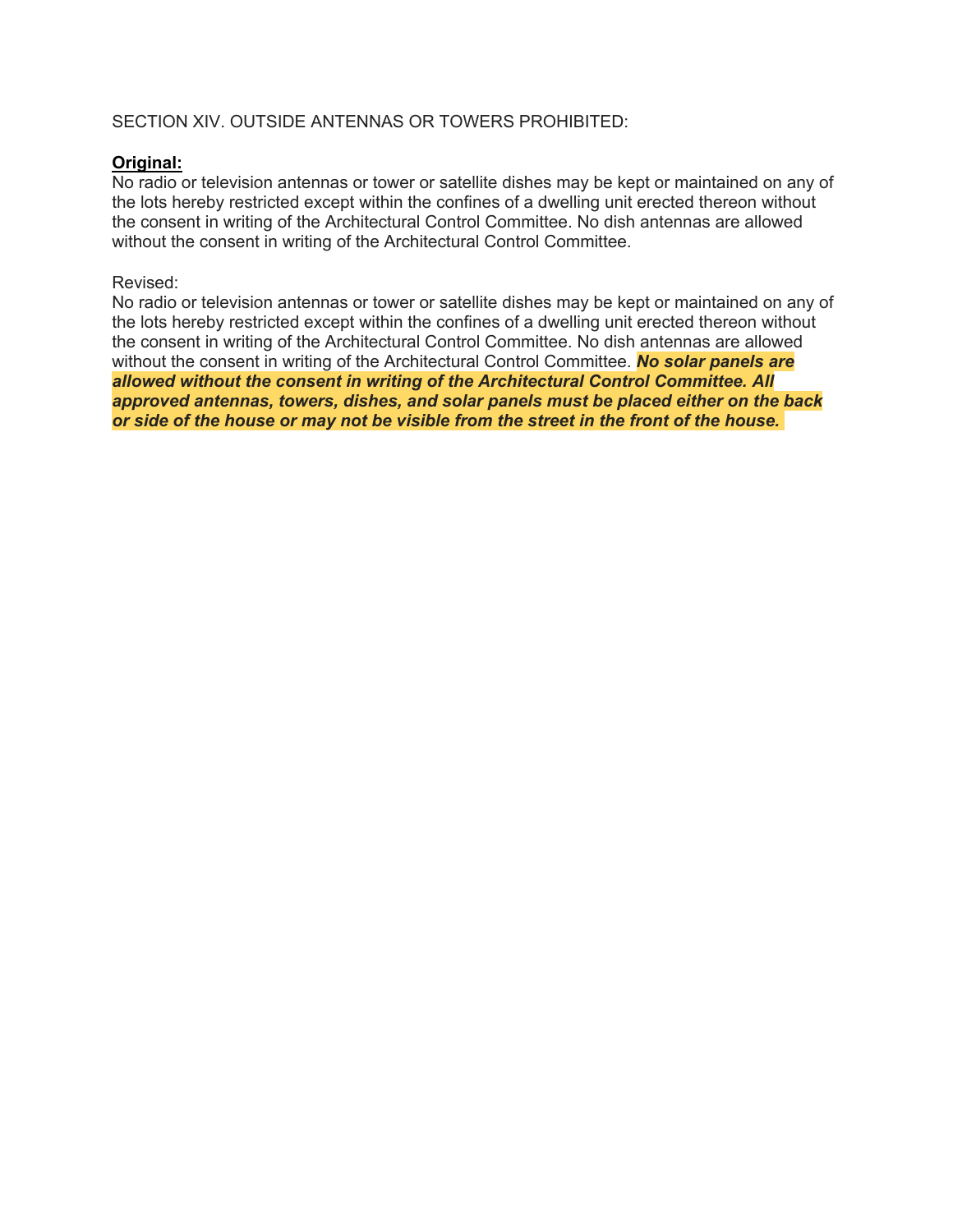SECTION XIV. OUTSIDE ANTENNAS OR TOWERS PROHIBITED:

**Original:**

No radio or television antennas or tower or satellite dishes may be kept or maintained on any of the lots hereby restricted except within the confines of a dwelling unit erected thereon without the consent in writing of the Architectural Control Committee. No dish antennas are allowed without the consent in writing of the Architectural Control Committee.

Revised:

No radio or television antennas or tower or satellite dishes may be kept or maintained on any of the lots hereby restricted except within the confines of a dwelling unit erected thereon without the consent in writing of the Architectural Control Committee. No dish antennas are allowed without the consent in writing of the Architectural Control Committee. ***No solar panels are allowed without the consent in writing of the Architectural Control Committee. All approved antennas, towers, dishes, and solar panels must be placed either on the back or side of the house or may not be visible from the street in the front of the house.***